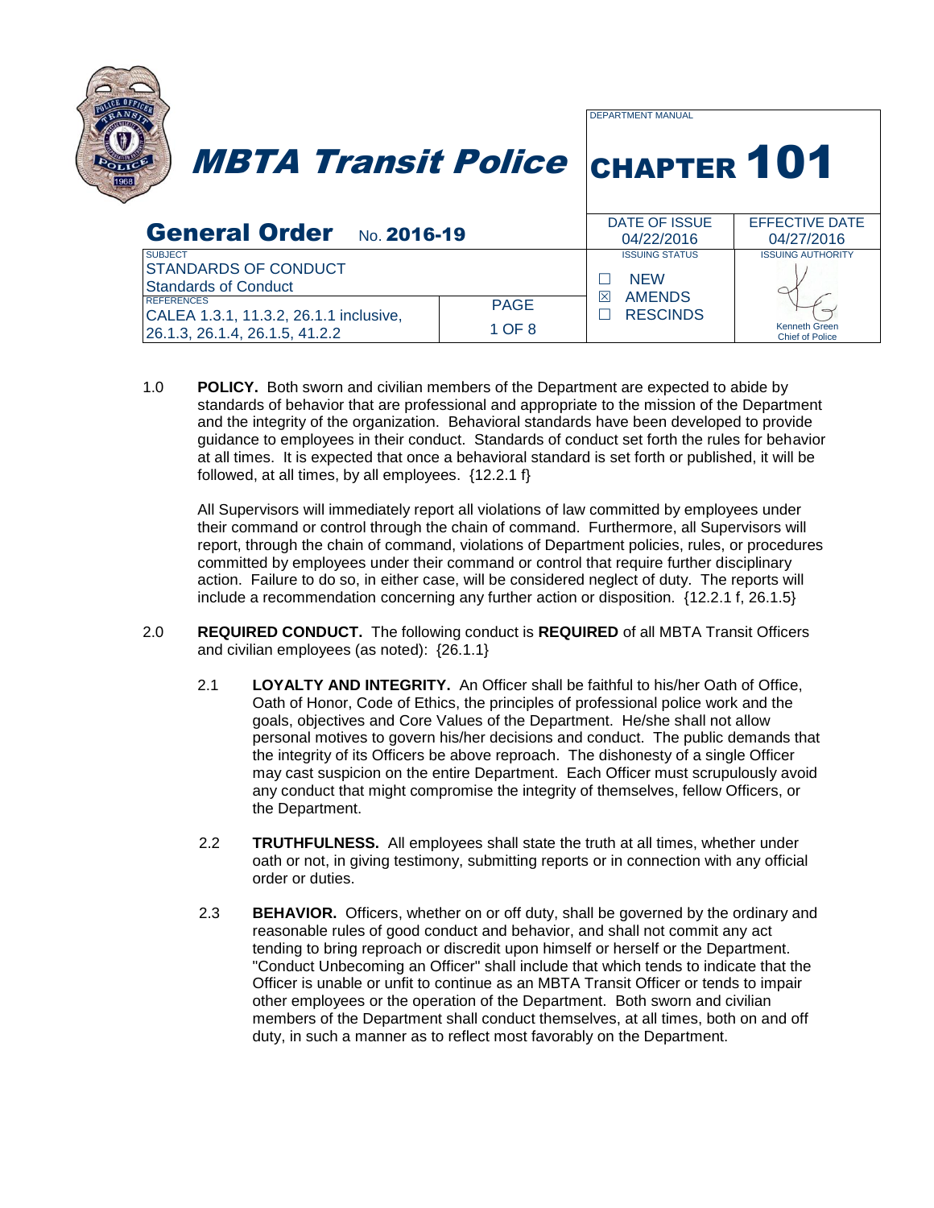# MBTA Transit Police

DEPARTMENT MANUAL

# CHAPTER 101

| General Order No. 2016-19 | | DATE OF ISSUE | EFFECTIVE DATE |
|---|---|---|---|
| | | 04/22/2016 | 04/27/2016 |
| SUBJECT<br>STANDARDS OF CONDUCT<br>Standards of Conduct | | ISSUING STATUS | ISSUING AUTHORITY |
| REFERENCES<br>CALEA 1.3.1, 11.3.2, 26.1.1 inclusive, 26.1.3, 26.1.4, 26.1.5, 41.2.2 | PAGE<br>1 OF 8 | ☐ NEW<br>☒ AMENDS<br>☐ RESCINDS | Kenneth Green<br>Chief of Police |

1.0 **POLICY.** Both sworn and civilian members of the Department are expected to abide by standards of behavior that are professional and appropriate to the mission of the Department and the integrity of the organization. Behavioral standards have been developed to provide guidance to employees in their conduct. Standards of conduct set forth the rules for behavior at all times. It is expected that once a behavioral standard is set forth or published, it will be followed, at all times, by all employees. {12.2.1 f}

All Supervisors will immediately report all violations of law committed by employees under their command or control through the chain of command. Furthermore, all Supervisors will report, through the chain of command, violations of Department policies, rules, or procedures committed by employees under their command or control that require further disciplinary action. Failure to do so, in either case, will be considered neglect of duty. The reports will include a recommendation concerning any further action or disposition. {12.2.1 f, 26.1.5}

2.0 **REQUIRED CONDUCT.** The following conduct is **REQUIRED** of all MBTA Transit Officers and civilian employees (as noted): {26.1.1}

2.1 **LOYALTY AND INTEGRITY.** An Officer shall be faithful to his/her Oath of Office, Oath of Honor, Code of Ethics, the principles of professional police work and the goals, objectives and Core Values of the Department. He/she shall not allow personal motives to govern his/her decisions and conduct. The public demands that the integrity of its Officers be above reproach. The dishonesty of a single Officer may cast suspicion on the entire Department. Each Officer must scrupulously avoid any conduct that might compromise the integrity of themselves, fellow Officers, or the Department.

2.2 **TRUTHFULNESS.** All employees shall state the truth at all times, whether under oath or not, in giving testimony, submitting reports or in connection with any official order or duties.

2.3 **BEHAVIOR.** Officers, whether on or off duty, shall be governed by the ordinary and reasonable rules of good conduct and behavior, and shall not commit any act tending to bring reproach or discredit upon himself or herself or the Department. "Conduct Unbecoming an Officer" shall include that which tends to indicate that the Officer is unable or unfit to continue as an MBTA Transit Officer or tends to impair other employees or the operation of the Department. Both sworn and civilian members of the Department shall conduct themselves, at all times, both on and off duty, in such a manner as to reflect most favorably on the Department.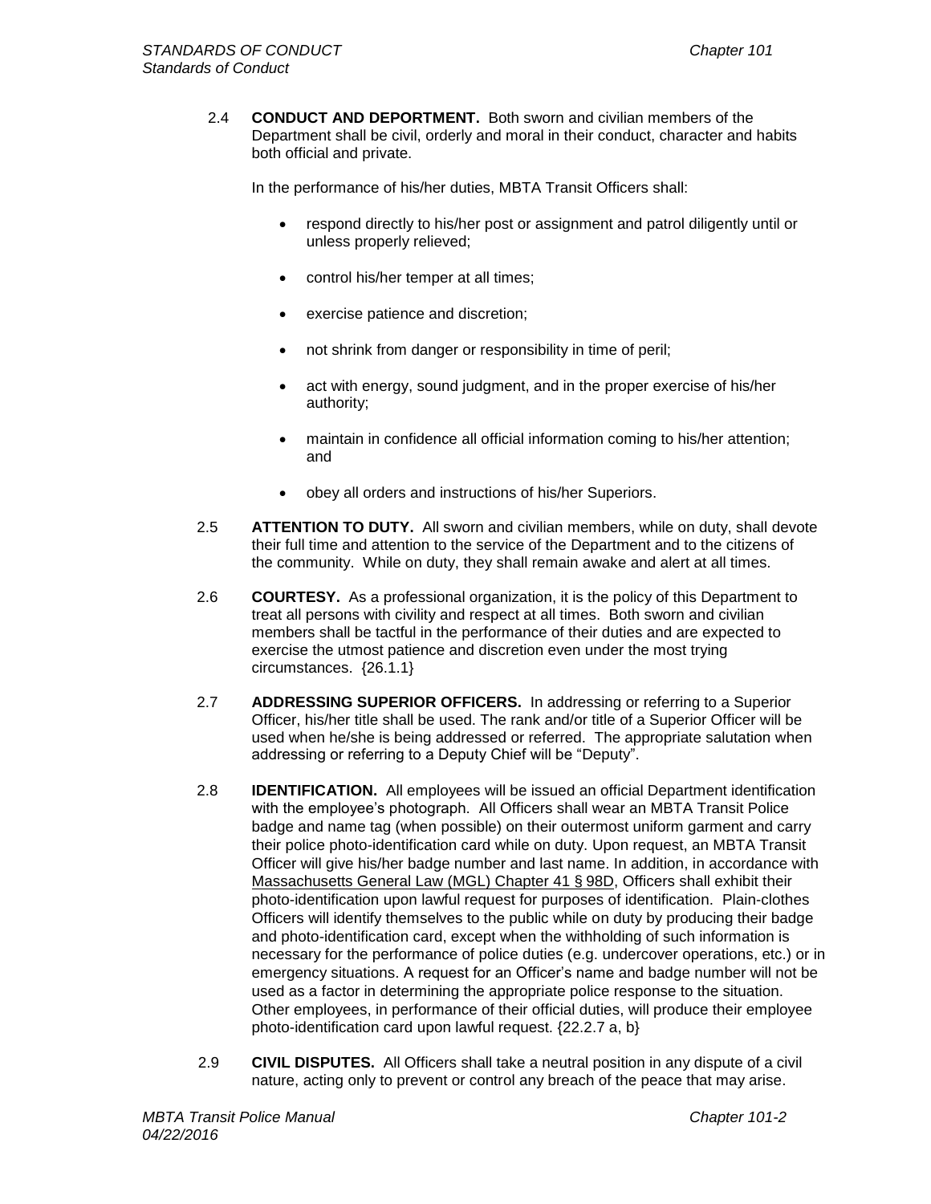2.4 **CONDUCT AND DEPORTMENT.** Both sworn and civilian members of the Department shall be civil, orderly and moral in their conduct, character and habits both official and private.

In the performance of his/her duties, MBTA Transit Officers shall:

- respond directly to his/her post or assignment and patrol diligently until or unless properly relieved;
- control his/her temper at all times;
- exercise patience and discretion;
- not shrink from danger or responsibility in time of peril;
- act with energy, sound judgment, and in the proper exercise of his/her authority;
- maintain in confidence all official information coming to his/her attention; and
- obey all orders and instructions of his/her Superiors.

2.5 **ATTENTION TO DUTY.** All sworn and civilian members, while on duty, shall devote their full time and attention to the service of the Department and to the citizens of the community. While on duty, they shall remain awake and alert at all times.

2.6 **COURTESY.** As a professional organization, it is the policy of this Department to treat all persons with civility and respect at all times. Both sworn and civilian members shall be tactful in the performance of their duties and are expected to exercise the utmost patience and discretion even under the most trying circumstances. {26.1.1}

2.7 **ADDRESSING SUPERIOR OFFICERS.** In addressing or referring to a Superior Officer, his/her title shall be used. The rank and/or title of a Superior Officer will be used when he/she is being addressed or referred. The appropriate salutation when addressing or referring to a Deputy Chief will be "Deputy".

2.8 **IDENTIFICATION.** All employees will be issued an official Department identification with the employee's photograph. All Officers shall wear an MBTA Transit Police badge and name tag (when possible) on their outermost uniform garment and carry their police photo-identification card while on duty. Upon request, an MBTA Transit Officer will give his/her badge number and last name. In addition, in accordance with Massachusetts General Law (MGL) Chapter 41 § 98D, Officers shall exhibit their photo-identification upon lawful request for purposes of identification. Plain-clothes Officers will identify themselves to the public while on duty by producing their badge and photo-identification card, except when the withholding of such information is necessary for the performance of police duties (e.g. undercover operations, etc.) or in emergency situations. A request for an Officer's name and badge number will not be used as a factor in determining the appropriate police response to the situation. Other employees, in performance of their official duties, will produce their employee photo-identification card upon lawful request. {22.2.7 a, b}

2.9 **CIVIL DISPUTES.** All Officers shall take a neutral position in any dispute of a civil nature, acting only to prevent or control any breach of the peace that may arise.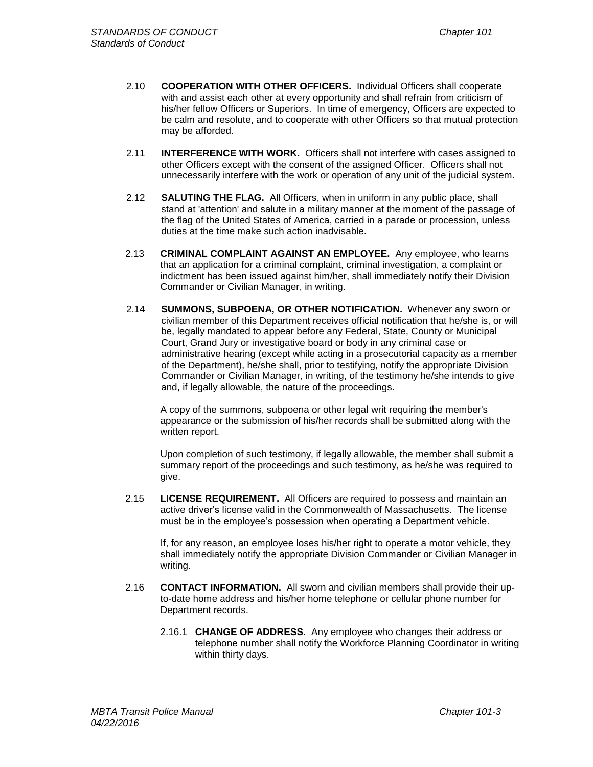2.10 **COOPERATION WITH OTHER OFFICERS.** Individual Officers shall cooperate with and assist each other at every opportunity and shall refrain from criticism of his/her fellow Officers or Superiors. In time of emergency, Officers are expected to be calm and resolute, and to cooperate with other Officers so that mutual protection may be afforded.

2.11 **INTERFERENCE WITH WORK.** Officers shall not interfere with cases assigned to other Officers except with the consent of the assigned Officer. Officers shall not unnecessarily interfere with the work or operation of any unit of the judicial system.

2.12 **SALUTING THE FLAG.** All Officers, when in uniform in any public place, shall stand at 'attention' and salute in a military manner at the moment of the passage of the flag of the United States of America, carried in a parade or procession, unless duties at the time make such action inadvisable.

2.13 **CRIMINAL COMPLAINT AGAINST AN EMPLOYEE.** Any employee, who learns that an application for a criminal complaint, criminal investigation, a complaint or indictment has been issued against him/her, shall immediately notify their Division Commander or Civilian Manager, in writing.

2.14 **SUMMONS, SUBPOENA, OR OTHER NOTIFICATION.** Whenever any sworn or civilian member of this Department receives official notification that he/she is, or will be, legally mandated to appear before any Federal, State, County or Municipal Court, Grand Jury or investigative board or body in any criminal case or administrative hearing (except while acting in a prosecutorial capacity as a member of the Department), he/she shall, prior to testifying, notify the appropriate Division Commander or Civilian Manager, in writing, of the testimony he/she intends to give and, if legally allowable, the nature of the proceedings.

A copy of the summons, subpoena or other legal writ requiring the member's appearance or the submission of his/her records shall be submitted along with the written report.

Upon completion of such testimony, if legally allowable, the member shall submit a summary report of the proceedings and such testimony, as he/she was required to give.

2.15 **LICENSE REQUIREMENT.** All Officers are required to possess and maintain an active driver's license valid in the Commonwealth of Massachusetts. The license must be in the employee's possession when operating a Department vehicle.

If, for any reason, an employee loses his/her right to operate a motor vehicle, they shall immediately notify the appropriate Division Commander or Civilian Manager in writing.

2.16 **CONTACT INFORMATION.** All sworn and civilian members shall provide their up-to-date home address and his/her home telephone or cellular phone number for Department records.

2.16.1 **CHANGE OF ADDRESS.** Any employee who changes their address or telephone number shall notify the Workforce Planning Coordinator in writing within thirty days.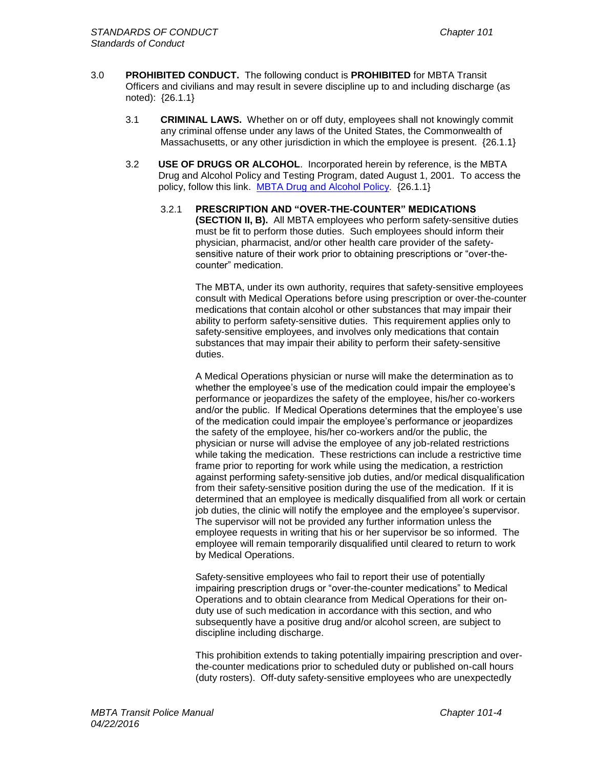3.0 **PROHIBITED CONDUCT.** The following conduct is **PROHIBITED** for MBTA Transit Officers and civilians and may result in severe discipline up to and including discharge (as noted): {26.1.1}

3.1 **CRIMINAL LAWS.** Whether on or off duty, employees shall not knowingly commit any criminal offense under any laws of the United States, the Commonwealth of Massachusetts, or any other jurisdiction in which the employee is present. {26.1.1}

3.2 **USE OF DRUGS OR ALCOHOL**. Incorporated herein by reference, is the MBTA Drug and Alcohol Policy and Testing Program, dated August 1, 2001. To access the policy, follow this link. MBTA Drug and Alcohol Policy. {26.1.1}

3.2.1 **PRESCRIPTION AND "OVER-THE-COUNTER" MEDICATIONS (SECTION II, B).** All MBTA employees who perform safety-sensitive duties must be fit to perform those duties. Such employees should inform their physician, pharmacist, and/or other health care provider of the safety-sensitive nature of their work prior to obtaining prescriptions or "over-the-counter" medication.

The MBTA, under its own authority, requires that safety-sensitive employees consult with Medical Operations before using prescription or over-the-counter medications that contain alcohol or other substances that may impair their ability to perform safety-sensitive duties. This requirement applies only to safety-sensitive employees, and involves only medications that contain substances that may impair their ability to perform their safety-sensitive duties.

A Medical Operations physician or nurse will make the determination as to whether the employee's use of the medication could impair the employee's performance or jeopardizes the safety of the employee, his/her co-workers and/or the public. If Medical Operations determines that the employee's use of the medication could impair the employee's performance or jeopardizes the safety of the employee, his/her co-workers and/or the public, the physician or nurse will advise the employee of any job-related restrictions while taking the medication. These restrictions can include a restrictive time frame prior to reporting for work while using the medication, a restriction against performing safety-sensitive job duties, and/or medical disqualification from their safety-sensitive position during the use of the medication. If it is determined that an employee is medically disqualified from all work or certain job duties, the clinic will notify the employee and the employee's supervisor. The supervisor will not be provided any further information unless the employee requests in writing that his or her supervisor be so informed. The employee will remain temporarily disqualified until cleared to return to work by Medical Operations.

Safety-sensitive employees who fail to report their use of potentially impairing prescription drugs or "over-the-counter medications" to Medical Operations and to obtain clearance from Medical Operations for their on-duty use of such medication in accordance with this section, and who subsequently have a positive drug and/or alcohol screen, are subject to discipline including discharge.

This prohibition extends to taking potentially impairing prescription and over-the-counter medications prior to scheduled duty or published on-call hours (duty rosters). Off-duty safety-sensitive employees who are unexpectedly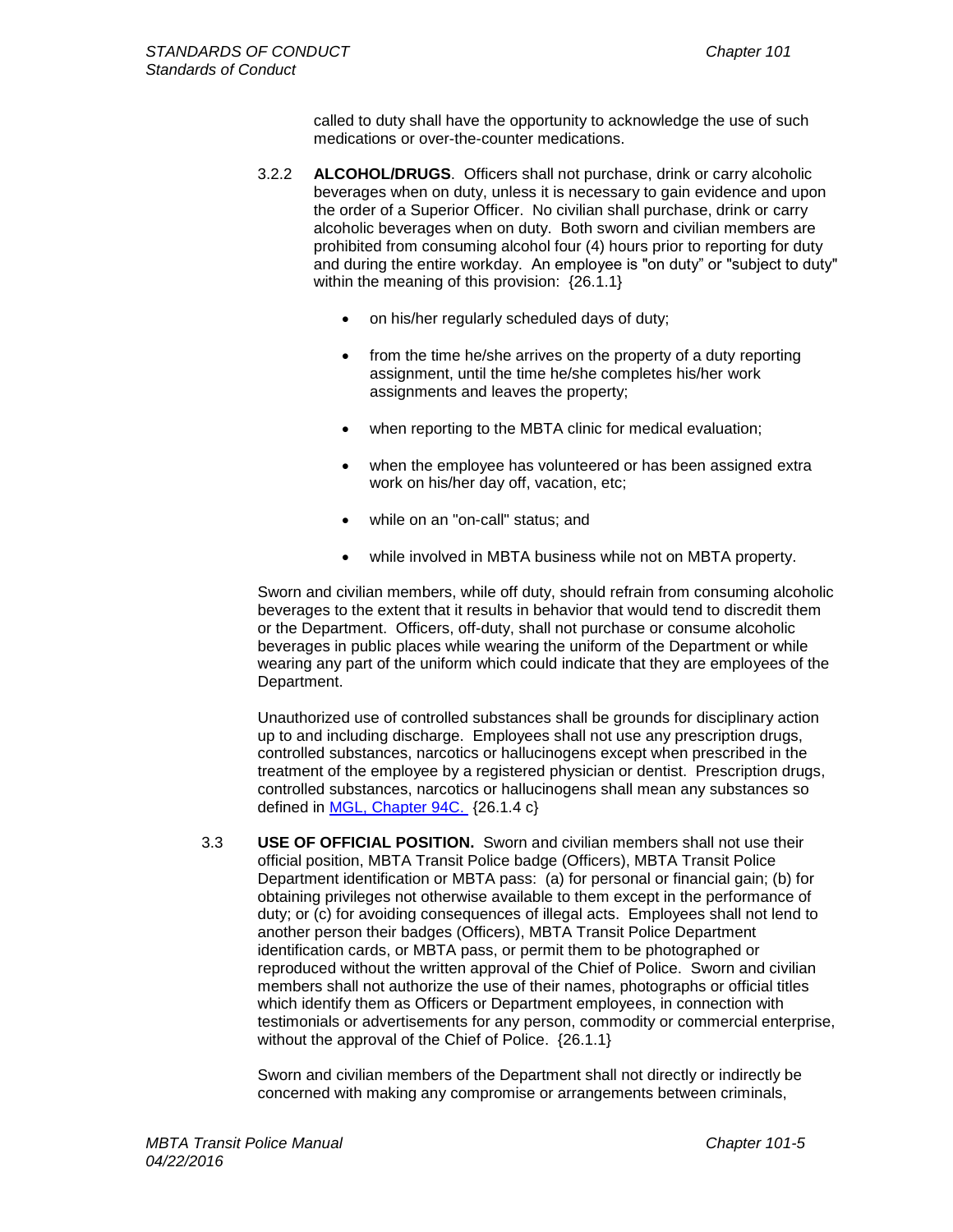called to duty shall have the opportunity to acknowledge the use of such medications or over-the-counter medications.

3.2.2 **ALCOHOL/DRUGS**. Officers shall not purchase, drink or carry alcoholic beverages when on duty, unless it is necessary to gain evidence and upon the order of a Superior Officer. No civilian shall purchase, drink or carry alcoholic beverages when on duty. Both sworn and civilian members are prohibited from consuming alcohol four (4) hours prior to reporting for duty and during the entire workday. An employee is "on duty" or "subject to duty" within the meaning of this provision: {26.1.1}

- on his/her regularly scheduled days of duty;
- from the time he/she arrives on the property of a duty reporting assignment, until the time he/she completes his/her work assignments and leaves the property;
- when reporting to the MBTA clinic for medical evaluation;
- when the employee has volunteered or has been assigned extra work on his/her day off, vacation, etc;
- while on an "on-call" status; and
- while involved in MBTA business while not on MBTA property.

Sworn and civilian members, while off duty, should refrain from consuming alcoholic beverages to the extent that it results in behavior that would tend to discredit them or the Department. Officers, off-duty, shall not purchase or consume alcoholic beverages in public places while wearing the uniform of the Department or while wearing any part of the uniform which could indicate that they are employees of the Department.

Unauthorized use of controlled substances shall be grounds for disciplinary action up to and including discharge. Employees shall not use any prescription drugs, controlled substances, narcotics or hallucinogens except when prescribed in the treatment of the employee by a registered physician or dentist. Prescription drugs, controlled substances, narcotics or hallucinogens shall mean any substances so defined in MGL, Chapter 94C. {26.1.4 c}

3.3 **USE OF OFFICIAL POSITION.** Sworn and civilian members shall not use their official position, MBTA Transit Police badge (Officers), MBTA Transit Police Department identification or MBTA pass: (a) for personal or financial gain; (b) for obtaining privileges not otherwise available to them except in the performance of duty; or (c) for avoiding consequences of illegal acts. Employees shall not lend to another person their badges (Officers), MBTA Transit Police Department identification cards, or MBTA pass, or permit them to be photographed or reproduced without the written approval of the Chief of Police. Sworn and civilian members shall not authorize the use of their names, photographs or official titles which identify them as Officers or Department employees, in connection with testimonials or advertisements for any person, commodity or commercial enterprise, without the approval of the Chief of Police. {26.1.1}

Sworn and civilian members of the Department shall not directly or indirectly be concerned with making any compromise or arrangements between criminals,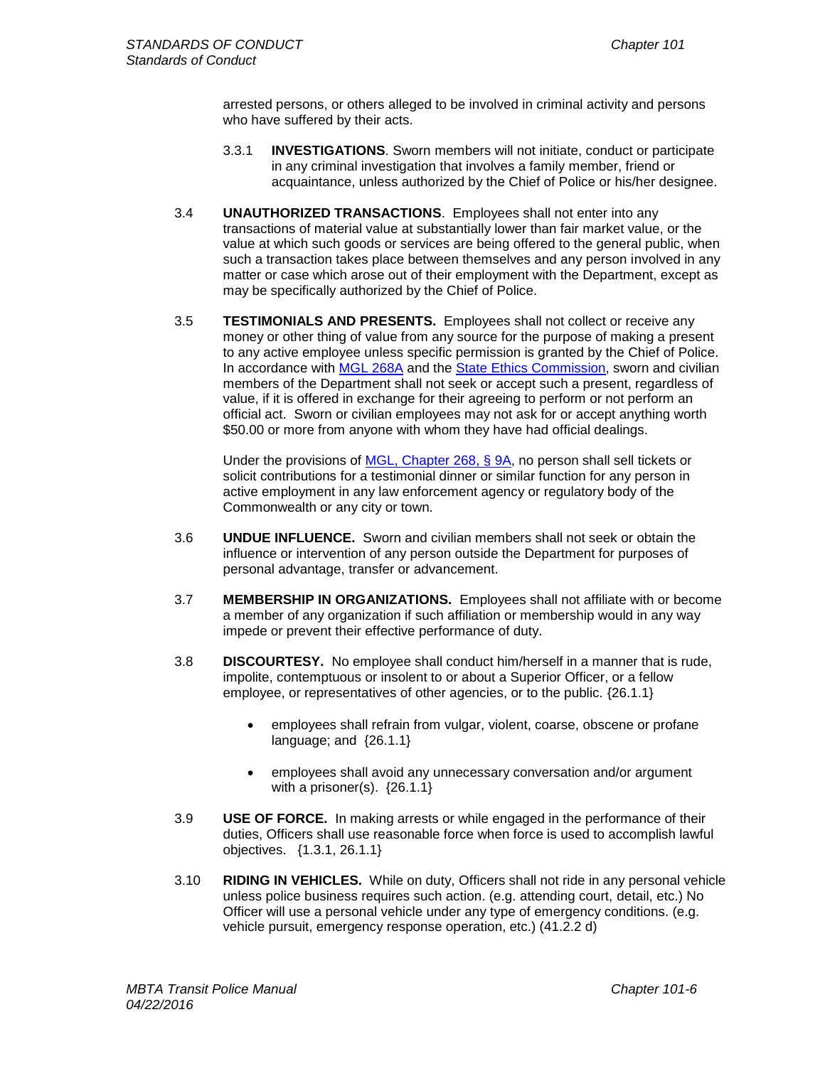arrested persons, or others alleged to be involved in criminal activity and persons who have suffered by their acts.

3.3.1 **INVESTIGATIONS**. Sworn members will not initiate, conduct or participate in any criminal investigation that involves a family member, friend or acquaintance, unless authorized by the Chief of Police or his/her designee.

3.4 **UNAUTHORIZED TRANSACTIONS**. Employees shall not enter into any transactions of material value at substantially lower than fair market value, or the value at which such goods or services are being offered to the general public, when such a transaction takes place between themselves and any person involved in any matter or case which arose out of their employment with the Department, except as may be specifically authorized by the Chief of Police.

3.5 **TESTIMONIALS AND PRESENTS.** Employees shall not collect or receive any money or other thing of value from any source for the purpose of making a present to any active employee unless specific permission is granted by the Chief of Police. In accordance with MGL 268A and the State Ethics Commission, sworn and civilian members of the Department shall not seek or accept such a present, regardless of value, if it is offered in exchange for their agreeing to perform or not perform an official act. Sworn or civilian employees may not ask for or accept anything worth $50.00 or more from anyone with whom they have had official dealings.

Under the provisions of MGL, Chapter 268, § 9A, no person shall sell tickets or solicit contributions for a testimonial dinner or similar function for any person in active employment in any law enforcement agency or regulatory body of the Commonwealth or any city or town.

3.6 **UNDUE INFLUENCE.** Sworn and civilian members shall not seek or obtain the influence or intervention of any person outside the Department for purposes of personal advantage, transfer or advancement.

3.7 **MEMBERSHIP IN ORGANIZATIONS.** Employees shall not affiliate with or become a member of any organization if such affiliation or membership would in any way impede or prevent their effective performance of duty.

3.8 **DISCOURTESY.** No employee shall conduct him/herself in a manner that is rude, impolite, contemptuous or insolent to or about a Superior Officer, or a fellow employee, or representatives of other agencies, or to the public. {26.1.1}

- employees shall refrain from vulgar, violent, coarse, obscene or profane language; and {26.1.1}
- employees shall avoid any unnecessary conversation and/or argument with a prisoner(s). {26.1.1}

3.9 **USE OF FORCE.** In making arrests or while engaged in the performance of their duties, Officers shall use reasonable force when force is used to accomplish lawful objectives. {1.3.1, 26.1.1}

3.10 **RIDING IN VEHICLES.** While on duty, Officers shall not ride in any personal vehicle unless police business requires such action. (e.g. attending court, detail, etc.) No Officer will use a personal vehicle under any type of emergency conditions. (e.g. vehicle pursuit, emergency response operation, etc.) (41.2.2 d)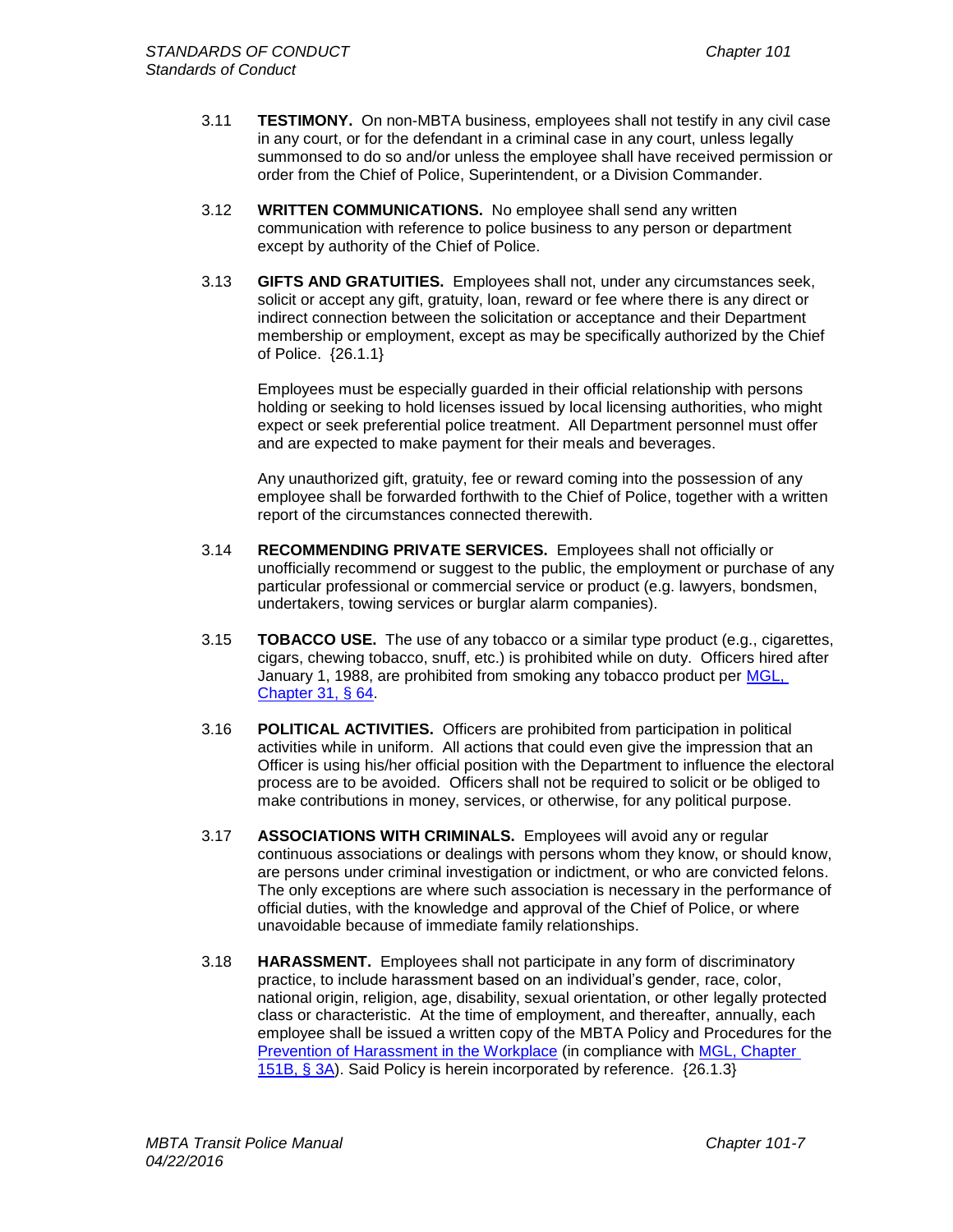3.11 **TESTIMONY.** On non-MBTA business, employees shall not testify in any civil case in any court, or for the defendant in a criminal case in any court, unless legally summonsed to do so and/or unless the employee shall have received permission or order from the Chief of Police, Superintendent, or a Division Commander.

3.12 **WRITTEN COMMUNICATIONS.** No employee shall send any written communication with reference to police business to any person or department except by authority of the Chief of Police.

3.13 **GIFTS AND GRATUITIES.** Employees shall not, under any circumstances seek, solicit or accept any gift, gratuity, loan, reward or fee where there is any direct or indirect connection between the solicitation or acceptance and their Department membership or employment, except as may be specifically authorized by the Chief of Police. {26.1.1}

Employees must be especially guarded in their official relationship with persons holding or seeking to hold licenses issued by local licensing authorities, who might expect or seek preferential police treatment. All Department personnel must offer and are expected to make payment for their meals and beverages.

Any unauthorized gift, gratuity, fee or reward coming into the possession of any employee shall be forwarded forthwith to the Chief of Police, together with a written report of the circumstances connected therewith.

3.14 **RECOMMENDING PRIVATE SERVICES.** Employees shall not officially or unofficially recommend or suggest to the public, the employment or purchase of any particular professional or commercial service or product (e.g. lawyers, bondsmen, undertakers, towing services or burglar alarm companies).

3.15 **TOBACCO USE.** The use of any tobacco or a similar type product (e.g., cigarettes, cigars, chewing tobacco, snuff, etc.) is prohibited while on duty. Officers hired after January 1, 1988, are prohibited from smoking any tobacco product per MGL, Chapter 31, § 64.

3.16 **POLITICAL ACTIVITIES.** Officers are prohibited from participation in political activities while in uniform. All actions that could even give the impression that an Officer is using his/her official position with the Department to influence the electoral process are to be avoided. Officers shall not be required to solicit or be obliged to make contributions in money, services, or otherwise, for any political purpose.

3.17 **ASSOCIATIONS WITH CRIMINALS.** Employees will avoid any or regular continuous associations or dealings with persons whom they know, or should know, are persons under criminal investigation or indictment, or who are convicted felons. The only exceptions are where such association is necessary in the performance of official duties, with the knowledge and approval of the Chief of Police, or where unavoidable because of immediate family relationships.

3.18 **HARASSMENT.** Employees shall not participate in any form of discriminatory practice, to include harassment based on an individual's gender, race, color, national origin, religion, age, disability, sexual orientation, or other legally protected class or characteristic. At the time of employment, and thereafter, annually, each employee shall be issued a written copy of the MBTA Policy and Procedures for the Prevention of Harassment in the Workplace (in compliance with MGL, Chapter 151B, § 3A). Said Policy is herein incorporated by reference. {26.1.3}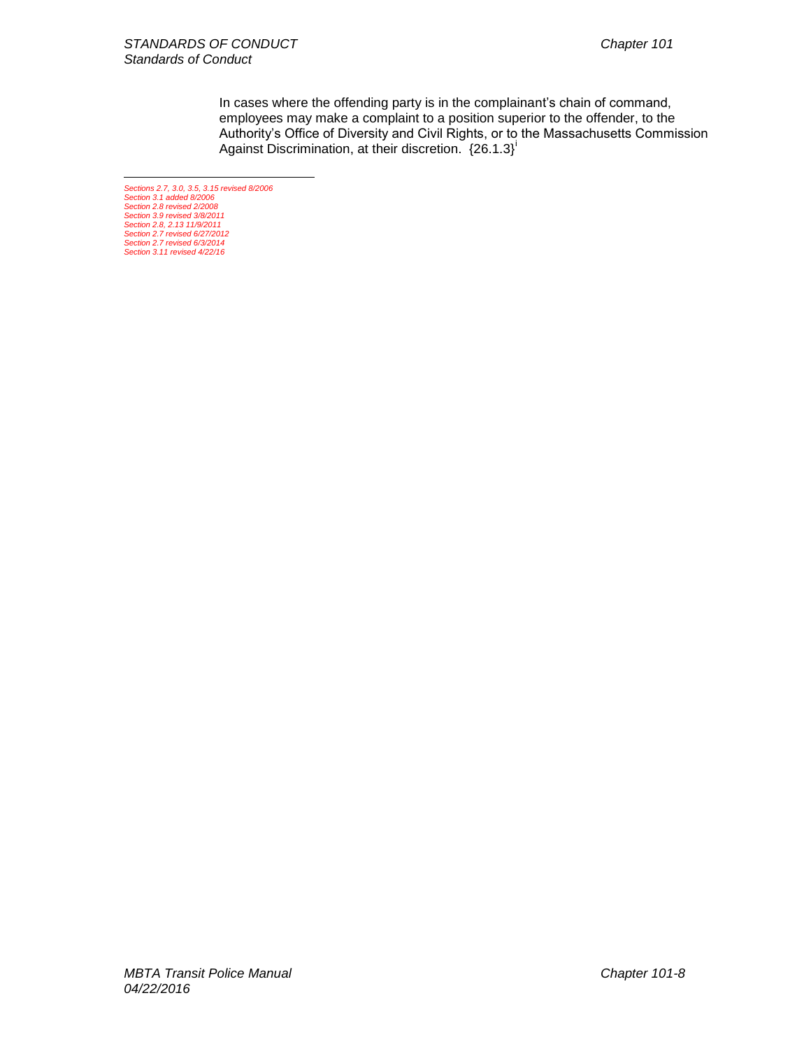In cases where the offending party is in the complainant's chain of command, employees may make a complaint to a position superior to the offender, to the Authority's Office of Diversity and Civil Rights, or to the Massachusetts Commission Against Discrimination, at their discretion. {26.1.3}[i]

---

*Sections 2.7, 3.0, 3.5, 3.15 revised 8/2006*
*Section 3.1 added 8/2006*
*Section 2.8 revised 2/2008*
*Section 3.9 revised 3/8/2011*
*Section 2.8, 2.13 11/9/2011*
*Section 2.7 revised 6/27/2012*
*Section 2.7 revised 6/3/2014*
*Section 3.11 revised 4/22/16*